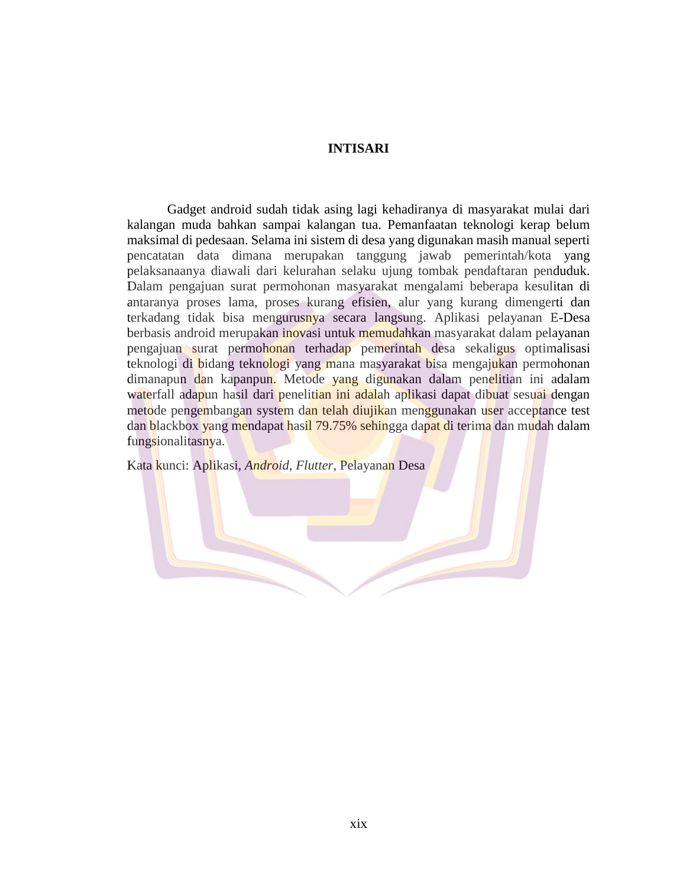# INTISARI

Gadget android sudah tidak asing lagi kehadiranya di masyarakat mulai dari kalangan muda bahkan sampai kalangan tua. Pemanfaatan teknologi kerap belum maksimal di pedesaan. Selama ini sistem di desa yang digunakan masih manual seperti pencatatan data dimana merupakan tanggung jawab pemerintah/kota yang pelaksanaanya diawali dari kelurahan selaku ujung tombak pendaftaran penduduk. Dalam pengajuan surat permohonan masyarakat mengalami beberapa kesulitan di antaranya proses lama, proses kurang efisien, alur yang kurang dimengerti dan terkadang tidak bisa mengurusnya secara langsung. Aplikasi pelayanan E-Desa berbasis android merupakan inovasi untuk memudahkan masyarakat dalam pelayanan pengajuan surat permohonan terhadap pemerintah desa sekaligus optimalisasi teknologi di bidang teknologi yang mana masyarakat bisa mengajukan permohonan dimanapun dan kapanpun. Metode yang digunakan dalam penelitian ini adalam waterfall adapun hasil dari penelitian ini adalah aplikasi dapat dibuat sesuai dengan metode pengembangan system dan telah diujikan menggunakan user acceptance test dan blackbox yang mendapat hasil 79.75% sehingga dapat di terima dan mudah dalam fungsionalitasnya.

Kata kunci: Aplikasi, *Android*, *Flutter*, Pelayanan Desa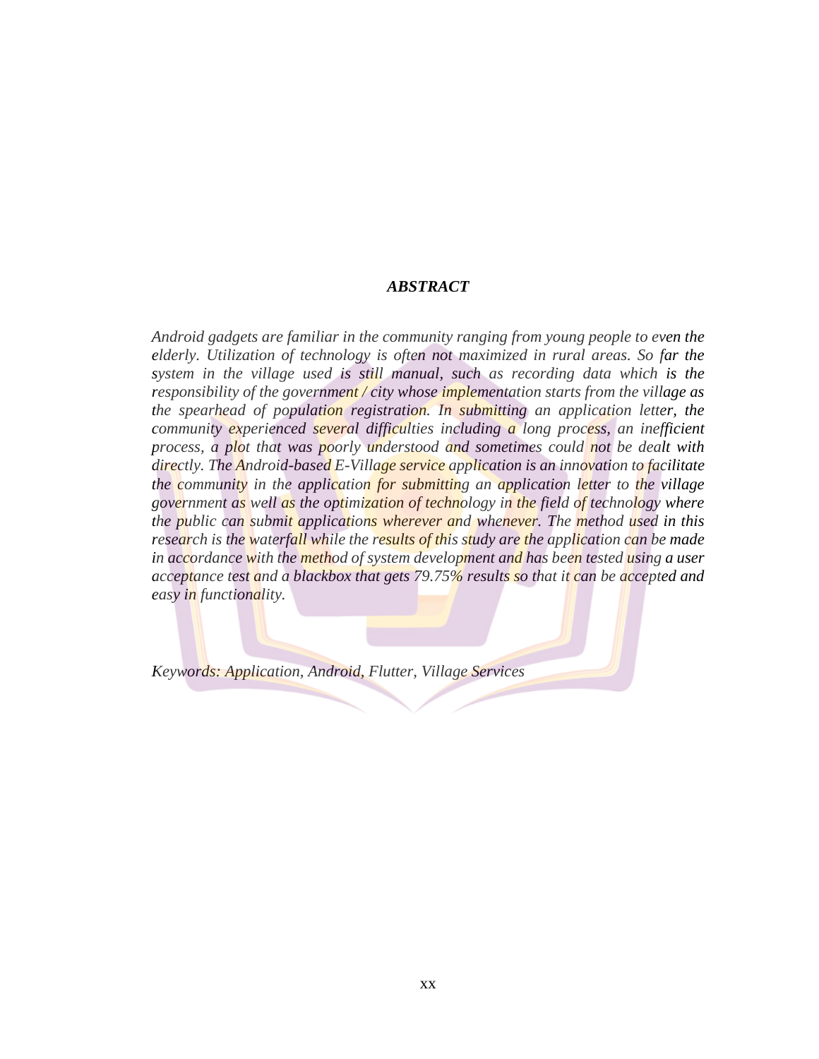# *ABSTRACT*

*Android gadgets are familiar in the community ranging from young people to even the elderly. Utilization of technology is often not maximized in rural areas. So far the system in the village used is still manual, such as recording data which is the responsibility of the government / city whose implementation starts from the village as the spearhead of population registration. In submitting an application letter, the community experienced several difficulties including a long process, an inefficient process, a plot that was poorly understood and sometimes could not be dealt with directly. The Android-based E-Village service application is an innovation to facilitate the community in the application for submitting an application letter to the village government as well as the optimization of technology in the field of technology where the public can submit applications wherever and whenever. The method used in this research is the waterfall while the results of this study are the application can be made in accordance with the method of system development and has been tested using a user acceptance test and a blackbox that gets 79.75% results so that it can be accepted and easy in functionality.*

*Keywords: Application, Android, Flutter, Village Services*